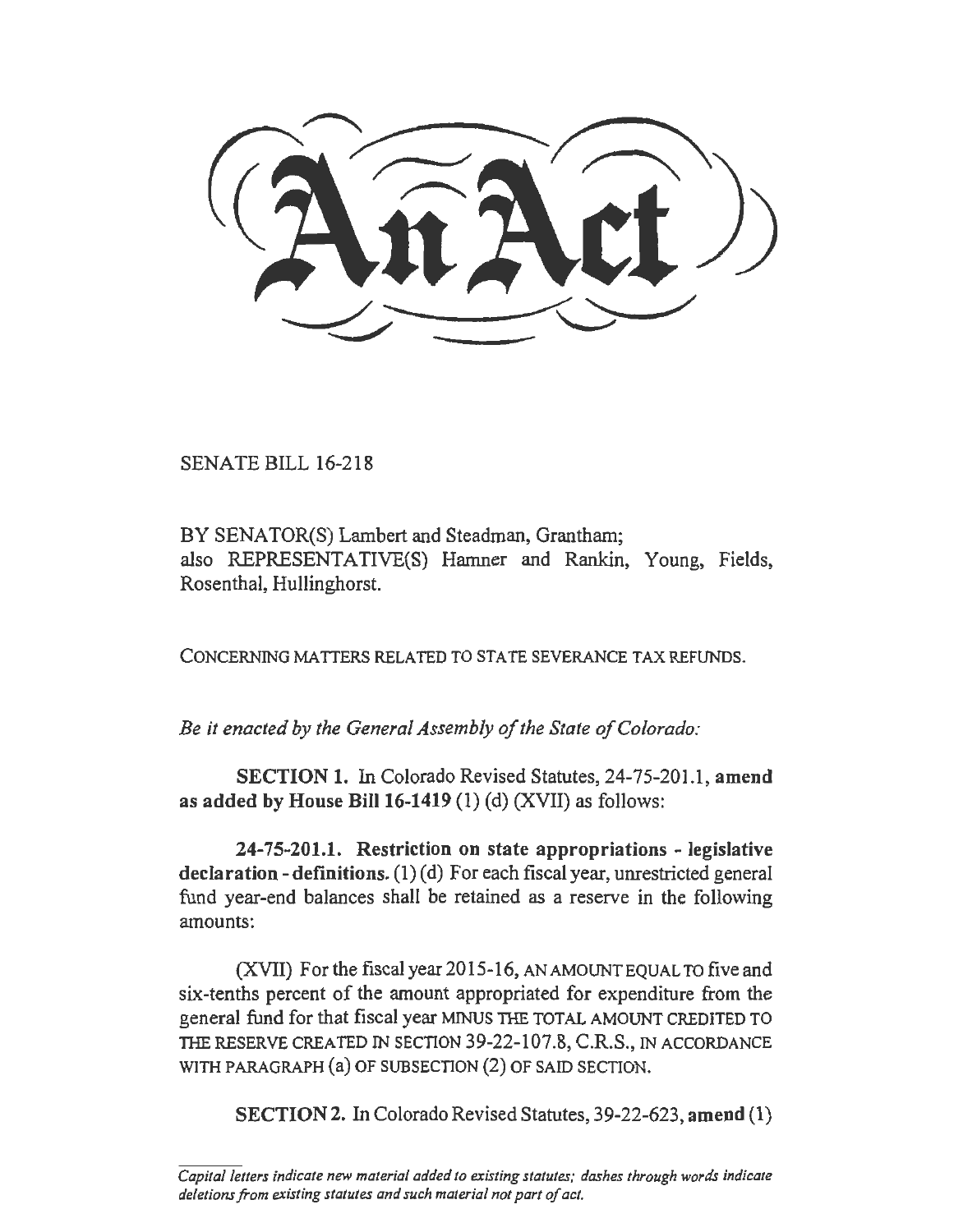# An Act

SENATE BILL 16-218

BY SENATOR(S) Lambert and Steadman, Grantham;
also REPRESENTATIVE(S) Hamner and Rankin, Young, Fields, Rosenthal, Hullinghorst.

CONCERNING MATTERS RELATED TO STATE SEVERANCE TAX REFUNDS.

*Be it enacted by the General Assembly of the State of Colorado:*

**SECTION 1.** In Colorado Revised Statutes, 24-75-201.1, **amend as added by House Bill 16-1419** (1) (d) (XVII) as follows:

**24-75-201.1. Restriction on state appropriations - legislative declaration - definitions.** (1) (d) For each fiscal year, unrestricted general fund year-end balances shall be retained as a reserve in the following amounts:

(XVII) For the fiscal year 2015-16, AN AMOUNT EQUAL TO five and six-tenths percent of the amount appropriated for expenditure from the general fund for that fiscal year MINUS THE TOTAL AMOUNT CREDITED TO THE RESERVE CREATED IN SECTION 39-22-107.8, C.R.S., IN ACCORDANCE WITH PARAGRAPH (a) OF SUBSECTION (2) OF SAID SECTION.

**SECTION 2.** In Colorado Revised Statutes, 39-22-623, **amend** (1)

*Capital letters indicate new material added to existing statutes; dashes through words indicate deletions from existing statutes and such material not part of act.*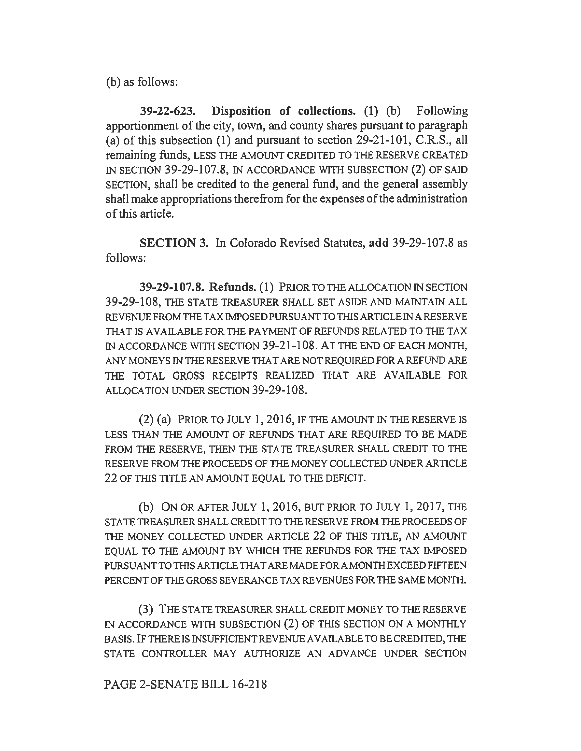(b) as follows:

**39-22-623. Disposition of collections.** (1) (b) Following apportionment of the city, town, and county shares pursuant to paragraph (a) of this subsection (1) and pursuant to section 29-21-101, C.R.S., all remaining funds, LESS THE AMOUNT CREDITED TO THE RESERVE CREATED IN SECTION 39-29-107.8, IN ACCORDANCE WITH SUBSECTION (2) OF SAID SECTION, shall be credited to the general fund, and the general assembly shall make appropriations therefrom for the expenses of the administration of this article.

**SECTION 3.** In Colorado Revised Statutes, **add** 39-29-107.8 as follows:

**39-29-107.8. Refunds.** (1) PRIOR TO THE ALLOCATION IN SECTION 39-29-108, THE STATE TREASURER SHALL SET ASIDE AND MAINTAIN ALL REVENUE FROM THE TAX IMPOSED PURSUANT TO THIS ARTICLE IN A RESERVE THAT IS AVAILABLE FOR THE PAYMENT OF REFUNDS RELATED TO THE TAX IN ACCORDANCE WITH SECTION 39-21-108. AT THE END OF EACH MONTH, ANY MONEYS IN THE RESERVE THAT ARE NOT REQUIRED FOR A REFUND ARE THE TOTAL GROSS RECEIPTS REALIZED THAT ARE AVAILABLE FOR ALLOCATION UNDER SECTION 39-29-108.

(2) (a) PRIOR TO JULY 1, 2016, IF THE AMOUNT IN THE RESERVE IS LESS THAN THE AMOUNT OF REFUNDS THAT ARE REQUIRED TO BE MADE FROM THE RESERVE, THEN THE STATE TREASURER SHALL CREDIT TO THE RESERVE FROM THE PROCEEDS OF THE MONEY COLLECTED UNDER ARTICLE 22 OF THIS TITLE AN AMOUNT EQUAL TO THE DEFICIT.

(b) ON OR AFTER JULY 1, 2016, BUT PRIOR TO JULY 1, 2017, THE STATE TREASURER SHALL CREDIT TO THE RESERVE FROM THE PROCEEDS OF THE MONEY COLLECTED UNDER ARTICLE 22 OF THIS TITLE, AN AMOUNT EQUAL TO THE AMOUNT BY WHICH THE REFUNDS FOR THE TAX IMPOSED PURSUANT TO THIS ARTICLE THAT ARE MADE FOR A MONTH EXCEED FIFTEEN PERCENT OF THE GROSS SEVERANCE TAX REVENUES FOR THE SAME MONTH.

(3) THE STATE TREASURER SHALL CREDIT MONEY TO THE RESERVE IN ACCORDANCE WITH SUBSECTION (2) OF THIS SECTION ON A MONTHLY BASIS. IF THERE IS INSUFFICIENT REVENUE AVAILABLE TO BE CREDITED, THE STATE CONTROLLER MAY AUTHORIZE AN ADVANCE UNDER SECTION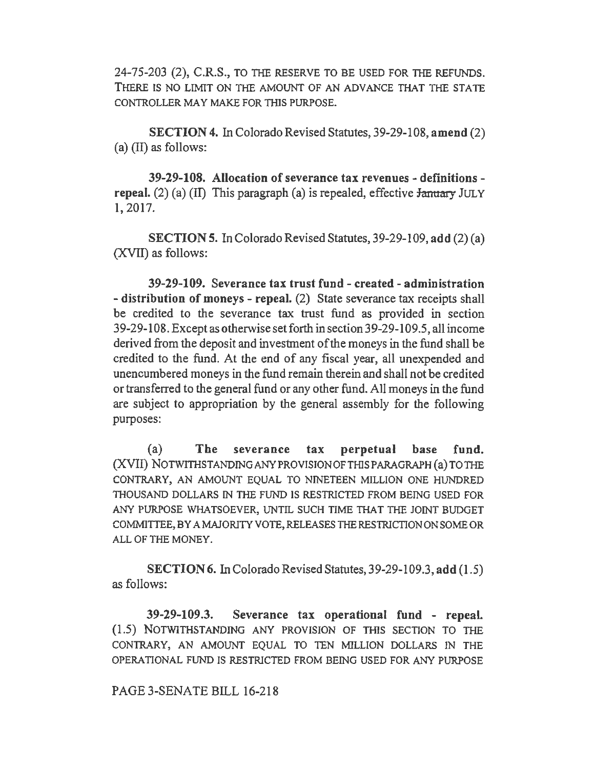24-75-203 (2), C.R.S., TO THE RESERVE TO BE USED FOR THE REFUNDS. THERE IS NO LIMIT ON THE AMOUNT OF AN ADVANCE THAT THE STATE CONTROLLER MAY MAKE FOR THIS PURPOSE.

**SECTION 4.** In Colorado Revised Statutes, 39-29-108, **amend** (2) (a) (II) as follows:

**39-29-108. Allocation of severance tax revenues - definitions - repeal.** (2) (a) (II) This paragraph (a) is repealed, effective ~~January~~ JULY 1, 2017.

**SECTION 5.** In Colorado Revised Statutes, 39-29-109, **add** (2) (a) (XVII) as follows:

**39-29-109. Severance tax trust fund - created - administration - distribution of moneys - repeal.** (2) State severance tax receipts shall be credited to the severance tax trust fund as provided in section 39-29-108. Except as otherwise set forth in section 39-29-109.5, all income derived from the deposit and investment of the moneys in the fund shall be credited to the fund. At the end of any fiscal year, all unexpended and unencumbered moneys in the fund remain therein and shall not be credited or transferred to the general fund or any other fund. All moneys in the fund are subject to appropriation by the general assembly for the following purposes:

(a) **The severance tax perpetual base fund.** (XVII) NOTWITHSTANDING ANY PROVISION OF THIS PARAGRAPH (a) TO THE CONTRARY, AN AMOUNT EQUAL TO NINETEEN MILLION ONE HUNDRED THOUSAND DOLLARS IN THE FUND IS RESTRICTED FROM BEING USED FOR ANY PURPOSE WHATSOEVER, UNTIL SUCH TIME THAT THE JOINT BUDGET COMMITTEE, BY A MAJORITY VOTE, RELEASES THE RESTRICTION ON SOME OR ALL OF THE MONEY.

**SECTION 6.** In Colorado Revised Statutes, 39-29-109.3, **add** (1.5) as follows:

**39-29-109.3. Severance tax operational fund - repeal.** (1.5) NOTWITHSTANDING ANY PROVISION OF THIS SECTION TO THE CONTRARY, AN AMOUNT EQUAL TO TEN MILLION DOLLARS IN THE OPERATIONAL FUND IS RESTRICTED FROM BEING USED FOR ANY PURPOSE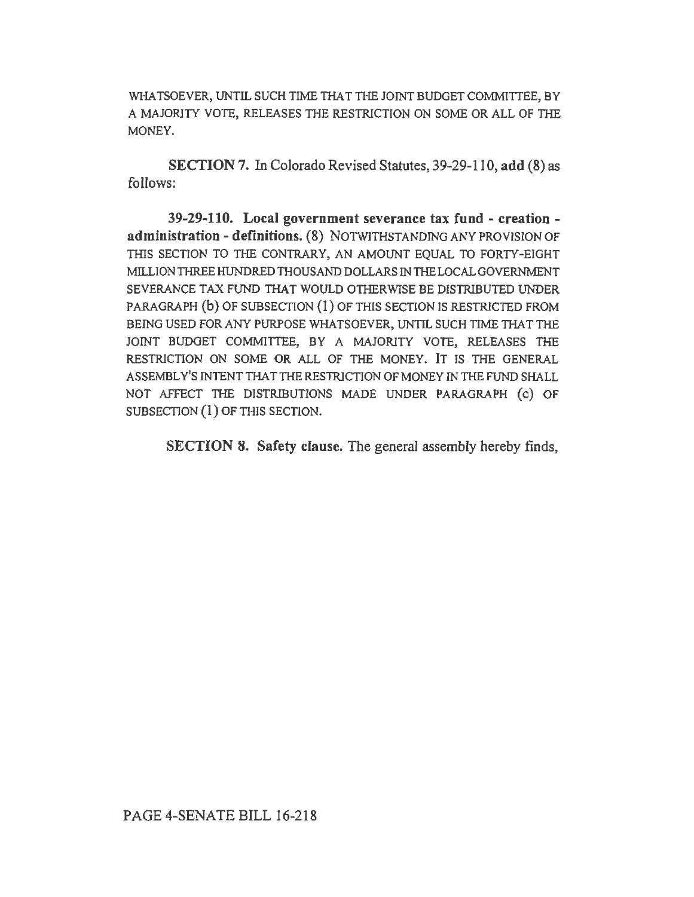WHATSOEVER, UNTIL SUCH TIME THAT THE JOINT BUDGET COMMITTEE, BY A MAJORITY VOTE, RELEASES THE RESTRICTION ON SOME OR ALL OF THE MONEY.

**SECTION 7.** In Colorado Revised Statutes, 39-29-110, **add** (8) as follows:

**39-29-110. Local government severance tax fund - creation - administration - definitions.** (8) NOTWITHSTANDING ANY PROVISION OF THIS SECTION TO THE CONTRARY, AN AMOUNT EQUAL TO FORTY-EIGHT MILLION THREE HUNDRED THOUSAND DOLLARS IN THE LOCAL GOVERNMENT SEVERANCE TAX FUND THAT WOULD OTHERWISE BE DISTRIBUTED UNDER PARAGRAPH (b) OF SUBSECTION (1) OF THIS SECTION IS RESTRICTED FROM BEING USED FOR ANY PURPOSE WHATSOEVER, UNTIL SUCH TIME THAT THE JOINT BUDGET COMMITTEE, BY A MAJORITY VOTE, RELEASES THE RESTRICTION ON SOME OR ALL OF THE MONEY. IT IS THE GENERAL ASSEMBLY'S INTENT THAT THE RESTRICTION OF MONEY IN THE FUND SHALL NOT AFFECT THE DISTRIBUTIONS MADE UNDER PARAGRAPH (c) OF SUBSECTION (1) OF THIS SECTION.

**SECTION 8. Safety clause.** The general assembly hereby finds,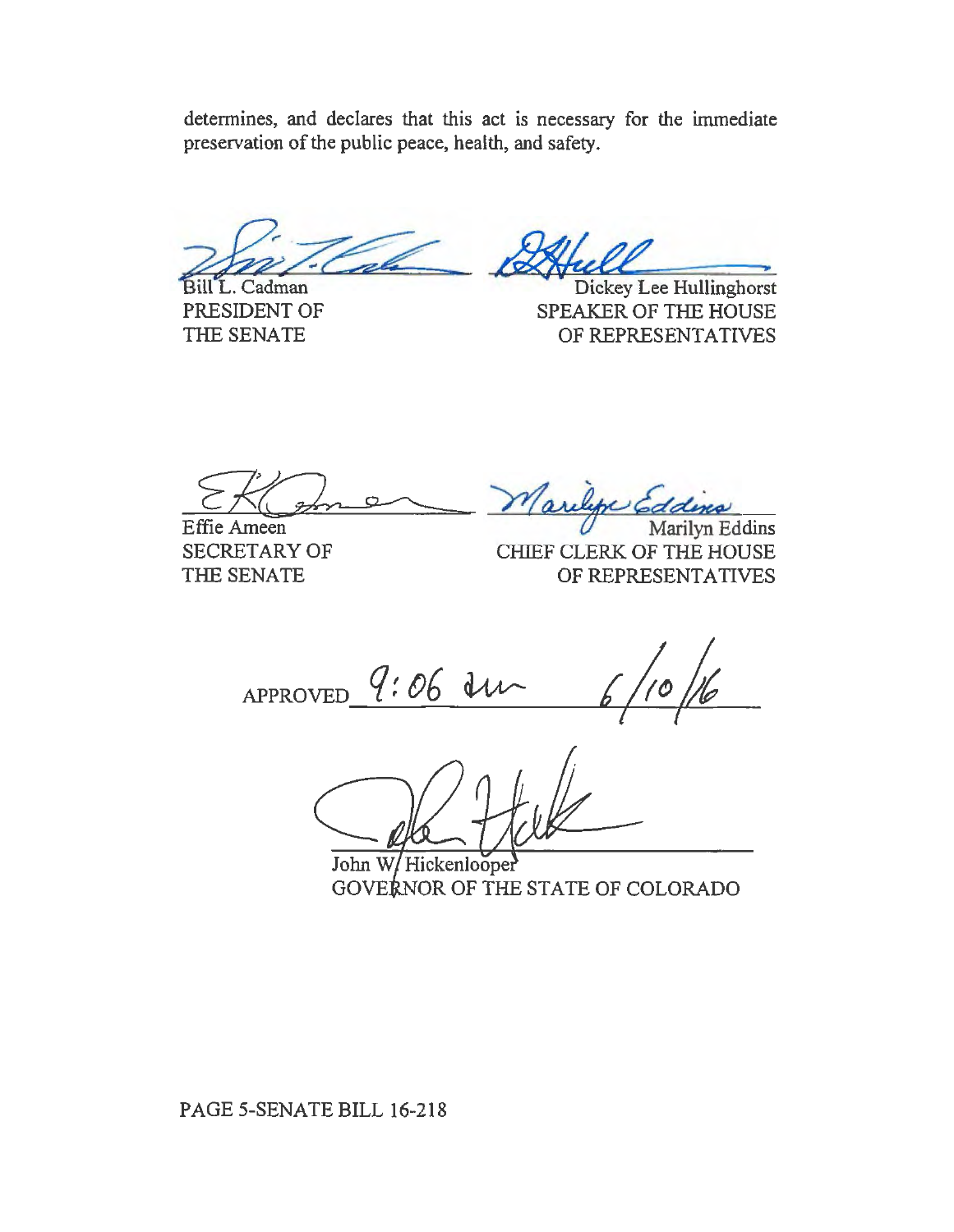determines, and declares that this act is necessary for the immediate preservation of the public peace, health, and safety.

Bill L. Cadman
PRESIDENT OF
THE SENATE

Dickey Lee Hullinghorst
SPEAKER OF THE HOUSE
OF REPRESENTATIVES

Effie Ameen
SECRETARY OF
THE SENATE

Marilyn Eddins
CHIEF CLERK OF THE HOUSE
OF REPRESENTATIVES

APPROVED 9:06 am 6/10/16

John W. Hickenlooper
GOVERNOR OF THE STATE OF COLORADO

PAGE 5-SENATE BILL 16-218